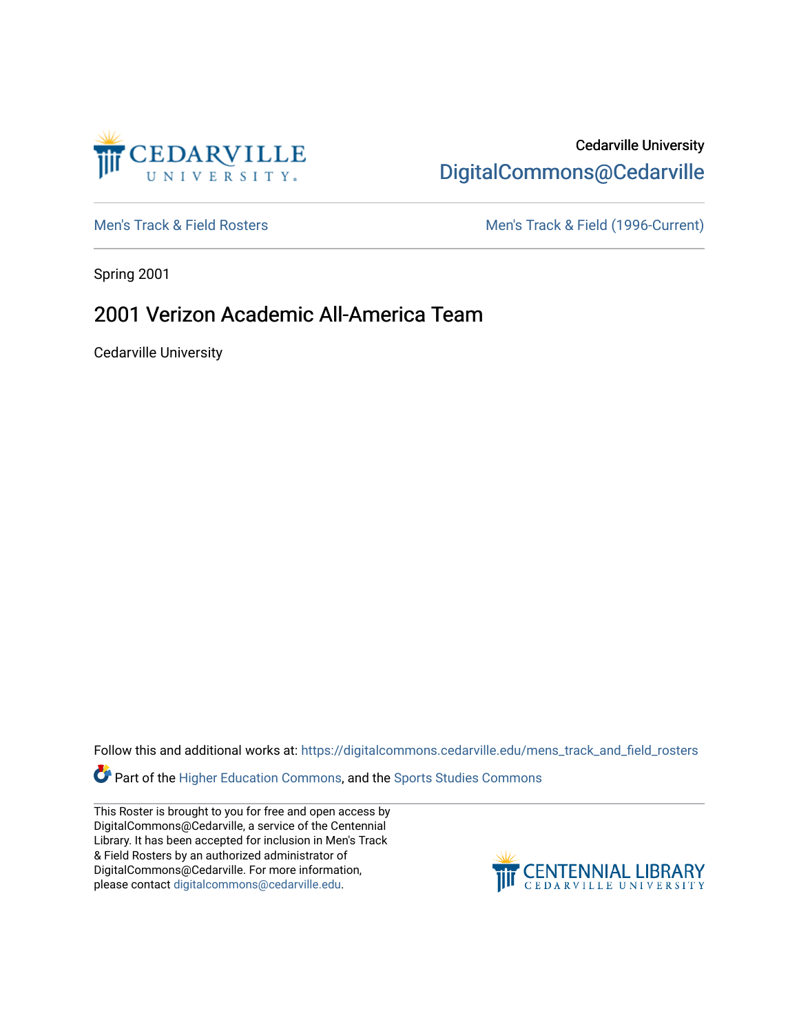Cedarville University

DigitalCommons@Cedarville

Men's Track & Field Rosters

Men's Track & Field (1996-Current)

Spring 2001

# 2001 Verizon Academic All-America Team

Cedarville University

Follow this and additional works at: https://digitalcommons.cedarville.edu/mens_track_and_field_rosters

Part of the Higher Education Commons, and the Sports Studies Commons

This Roster is brought to you for free and open access by DigitalCommons@Cedarville, a service of the Centennial Library. It has been accepted for inclusion in Men's Track & Field Rosters by an authorized administrator of DigitalCommons@Cedarville. For more information, please contact digitalcommons@cedarville.edu.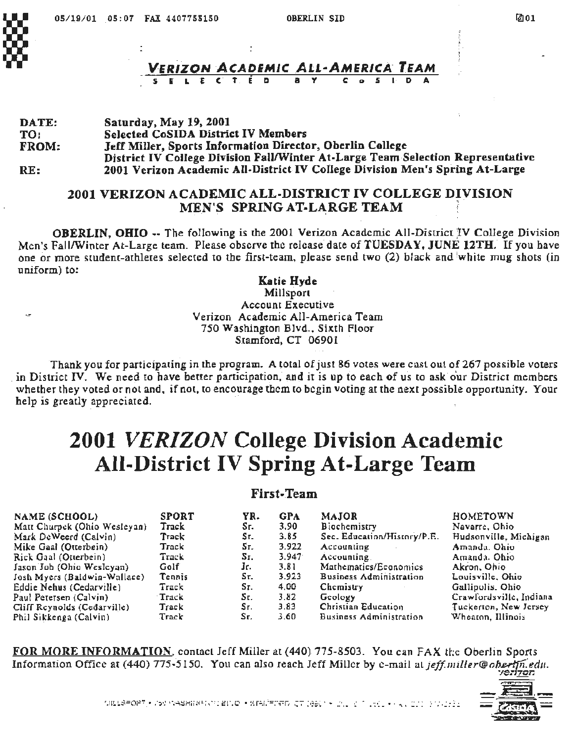## VERIZON ACADEMIC ALL-AMERICA TEAM

SELECTED BY CoSIDA

**DATE:** Saturday, May 19, 2001
**TO:** Selected CoSIDA District IV Members
**FROM:** Jeff Miller, Sports Information Director, Oberlin College
District IV College Division Fall/Winter At-Large Team Selection Representative
**RE:** 2001 Verizon Academic All-District IV College Division Men's Spring At-Large

### 2001 VERIZON ACADEMIC ALL-DISTRICT IV COLLEGE DIVISION MEN'S SPRING AT-LARGE TEAM

**OBERLIN, OHIO** -- The following is the 2001 Verizon Academic All-District IV College Division Men's Fall/Winter At-Large team. Please observe the release date of **TUESDAY, JUNE 12TH.** If you have one or more student-athletes selected to the first-team, please send two (2) black and white mug shots (in uniform) to:

**Katie Hyde**
Millsport
Account Executive
Verizon Academic All-America Team
750 Washington Blvd., Sixth Floor
Stamford, CT 06901

Thank you for participating in the program. A total of just 86 votes were cast out of 267 possible voters in District IV. We need to have better participation, and it is up to each of us to ask our District members whether they voted or not and, if not, to encourage them to begin voting at the next possible opportunity. Your help is greatly appreciated.

# 2001 *VERIZON* College Division Academic All-District IV Spring At-Large Team

### First-Team

| NAME (SCHOOL) | SPORT | YR. | GPA | MAJOR | HOMETOWN |
|---|---|---|---|---|---|
| Matt Churpek (Ohio Wesleyan) | Track | Sr. | 3.90 | Biochemistry | Navarre, Ohio |
| Mark DeWeerd (Calvin) | Track | Sr. | 3.85 | Sec. Education/History/P.E. | Hudsonville, Michigan |
| Mike Gaal (Otterbein) | Track | Sr. | 3.922 | Accounting | Amanda, Ohio |
| Rick Gaal (Otterbein) | Track | Sr. | 3.947 | Accounting | Amanda, Ohio |
| Jason Job (Ohio Wesleyan) | Golf | Jr. | 3.81 | Mathematics/Economics | Akron, Ohio |
| Josh Myers (Baldwin-Wallace) | Tennis | Sr. | 3.923 | Business Administration | Louisville, Ohio |
| Eddie Nehus (Cedarville) | Track | Sr. | 4.00 | Chemistry | Gallipolis, Ohio |
| Paul Petersen (Calvin) | Track | Sr. | 3.82 | Geology | Crawfordsville, Indiana |
| Cliff Reynolds (Cedarville) | Track | Sr. | 3.83 | Christian Education | Tuckerton, New Jersey |
| Phil Sikkenga (Calvin) | Track | Sr. | 3.60 | Business Administration | Wheaton, Illinois |

**FOR MORE INFORMATION**, contact Jeff Miller at (440) 775-8503. You can FAX the Oberlin Sports Information Office at (440) 775-5150. You can also reach Jeff Miller by e-mail at *jeff.miller@oberlin.edu.*